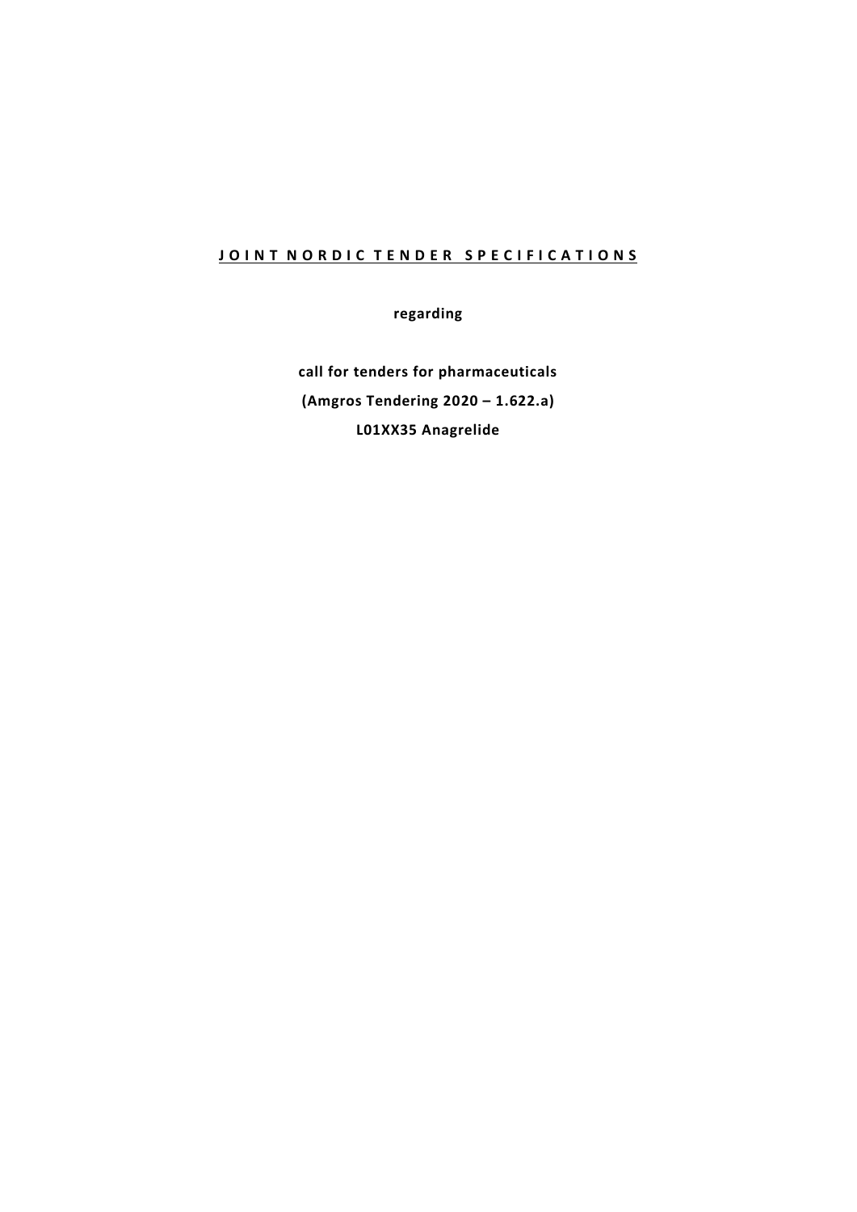# **JOINT NORDIC TENDER SPECIFICATIONS**

**regarding**

**call for tenders for pharmaceuticals**

**(Amgros Tendering 2020 – 1.622.a)**

**L01XX35 Anagrelide**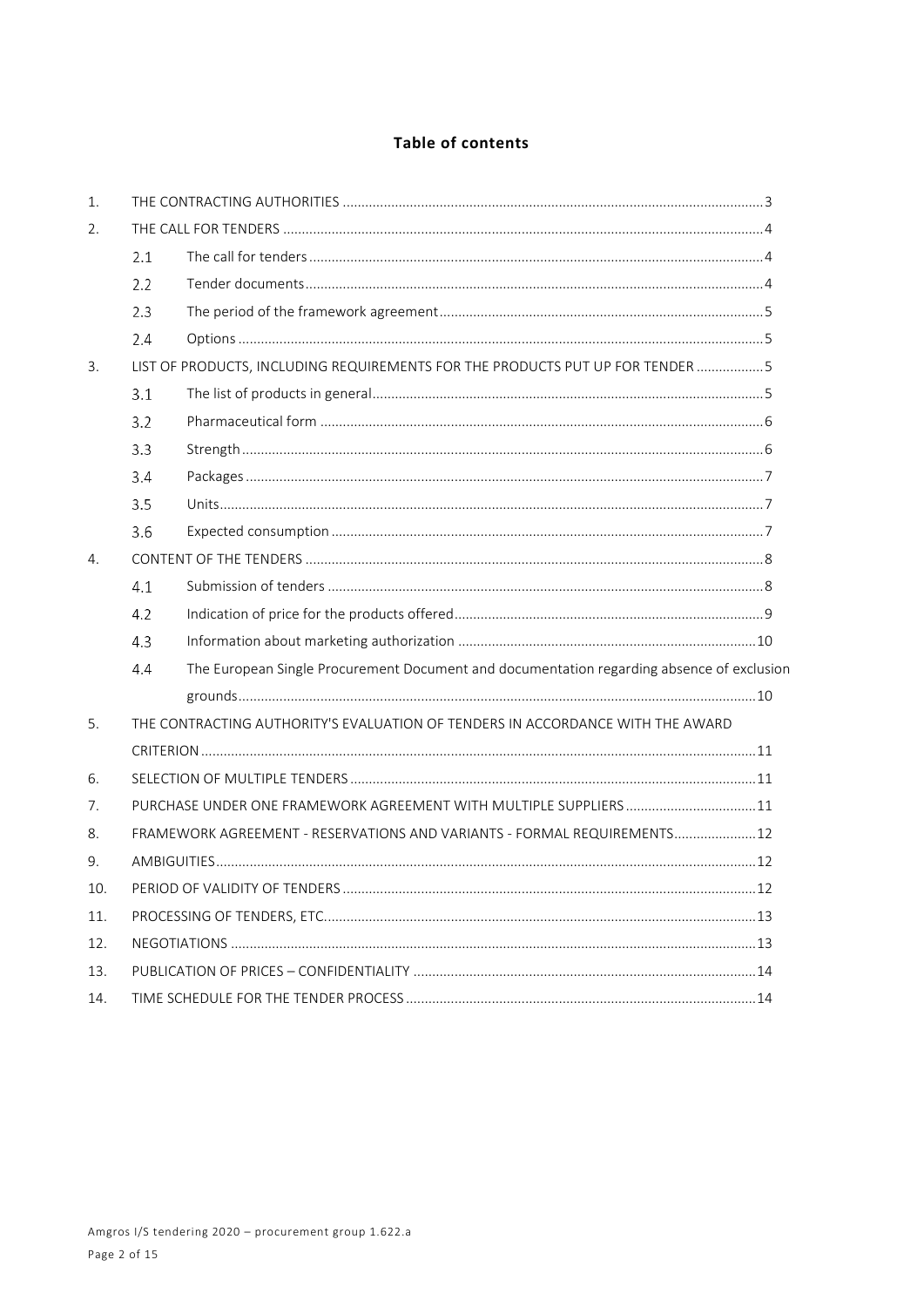**Table of contents**

1. THE CONTRACTING AUTHORITIES ..... 3
2. THE CALL FOR TENDERS ..... 4
   - 2.1 The call for tenders ..... 4
   - 2.2 Tender documents ..... 4
   - 2.3 The period of the framework agreement ..... 5
   - 2.4 Options ..... 5
3. LIST OF PRODUCTS, INCLUDING REQUIREMENTS FOR THE PRODUCTS PUT UP FOR TENDER ..... 5
   - 3.1 The list of products in general ..... 5
   - 3.2 Pharmaceutical form ..... 6
   - 3.3 Strength ..... 6
   - 3.4 Packages ..... 7
   - 3.5 Units ..... 7
   - 3.6 Expected consumption ..... 7
4. CONTENT OF THE TENDERS ..... 8
   - 4.1 Submission of tenders ..... 8
   - 4.2 Indication of price for the products offered ..... 9
   - 4.3 Information about marketing authorization ..... 10
   - 4.4 The European Single Procurement Document and documentation regarding absence of exclusion grounds ..... 10
5. THE CONTRACTING AUTHORITY'S EVALUATION OF TENDERS IN ACCORDANCE WITH THE AWARD CRITERION ..... 11
6. SELECTION OF MULTIPLE TENDERS ..... 11
7. PURCHASE UNDER ONE FRAMEWORK AGREEMENT WITH MULTIPLE SUPPLIERS ..... 11
8. FRAMEWORK AGREEMENT - RESERVATIONS AND VARIANTS - FORMAL REQUIREMENTS ..... 12
9. AMBIGUITIES ..... 12
10. PERIOD OF VALIDITY OF TENDERS ..... 12
11. PROCESSING OF TENDERS, ETC. ..... 13
12. NEGOTIATIONS ..... 13
13. PUBLICATION OF PRICES – CONFIDENTIALITY ..... 14
14. TIME SCHEDULE FOR THE TENDER PROCESS ..... 14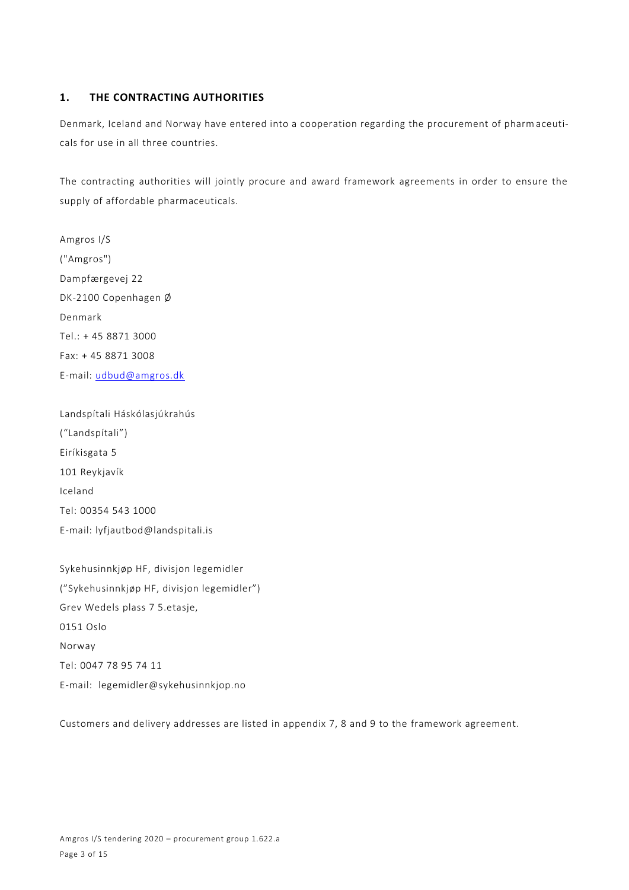## 1. THE CONTRACTING AUTHORITIES

Denmark, Iceland and Norway have entered into a cooperation regarding the procurement of pharmaceuticals for use in all three countries.

The contracting authorities will jointly procure and award framework agreements in order to ensure the supply of affordable pharmaceuticals.

Amgros I/S  
("Amgros")  
Dampfærgevej 22  
DK-2100 Copenhagen Ø  
Denmark  
Tel.: + 45 8871 3000  
Fax: + 45 8871 3008  
E-mail: udbud@amgros.dk

Landspítali Háskólasjúkrahús  
("Landspítali")  
Eiríkisgata 5  
101 Reykjavík  
Iceland  
Tel: 00354 543 1000  
E-mail: lyfjautbod@landspitali.is

Sykehusinnkjøp HF, divisjon legemidler  
("Sykehusinnkjøp HF, divisjon legemidler")  
Grev Wedels plass 7 5.etasje,  
0151 Oslo  
Norway  
Tel: 0047 78 95 74 11  
E-mail: legemidler@sykehusinnkjop.no

Customers and delivery addresses are listed in appendix 7, 8 and 9 to the framework agreement.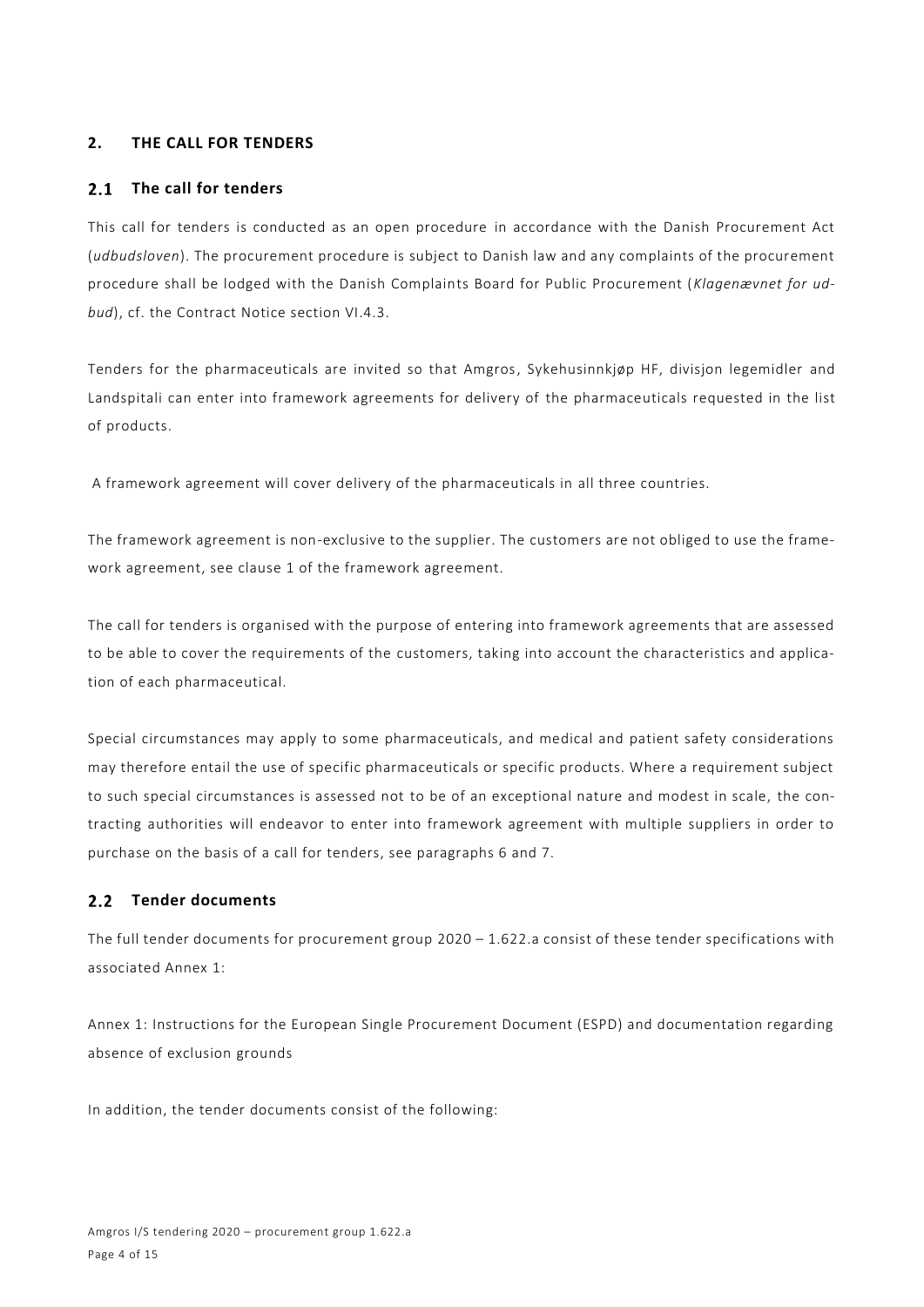## 2. THE CALL FOR TENDERS

### 2.1 The call for tenders

This call for tenders is conducted as an open procedure in accordance with the Danish Procurement Act (*udbudsloven*). The procurement procedure is subject to Danish law and any complaints of the procurement procedure shall be lodged with the Danish Complaints Board for Public Procurement (*Klagenævnet for udbud*), cf. the Contract Notice section VI.4.3.

Tenders for the pharmaceuticals are invited so that Amgros, Sykehusinnkjøp HF, divisjon legemidler and Landspitali can enter into framework agreements for delivery of the pharmaceuticals requested in the list of products.

A framework agreement will cover delivery of the pharmaceuticals in all three countries.

The framework agreement is non-exclusive to the supplier. The customers are not obliged to use the framework agreement, see clause 1 of the framework agreement.

The call for tenders is organised with the purpose of entering into framework agreements that are assessed to be able to cover the requirements of the customers, taking into account the characteristics and application of each pharmaceutical.

Special circumstances may apply to some pharmaceuticals, and medical and patient safety considerations may therefore entail the use of specific pharmaceuticals or specific products. Where a requirement subject to such special circumstances is assessed not to be of an exceptional nature and modest in scale, the contracting authorities will endeavor to enter into framework agreement with multiple suppliers in order to purchase on the basis of a call for tenders, see paragraphs 6 and 7.

### 2.2 Tender documents

The full tender documents for procurement group 2020 – 1.622.a consist of these tender specifications with associated Annex 1:

Annex 1: Instructions for the European Single Procurement Document (ESPD) and documentation regarding absence of exclusion grounds

In addition, the tender documents consist of the following: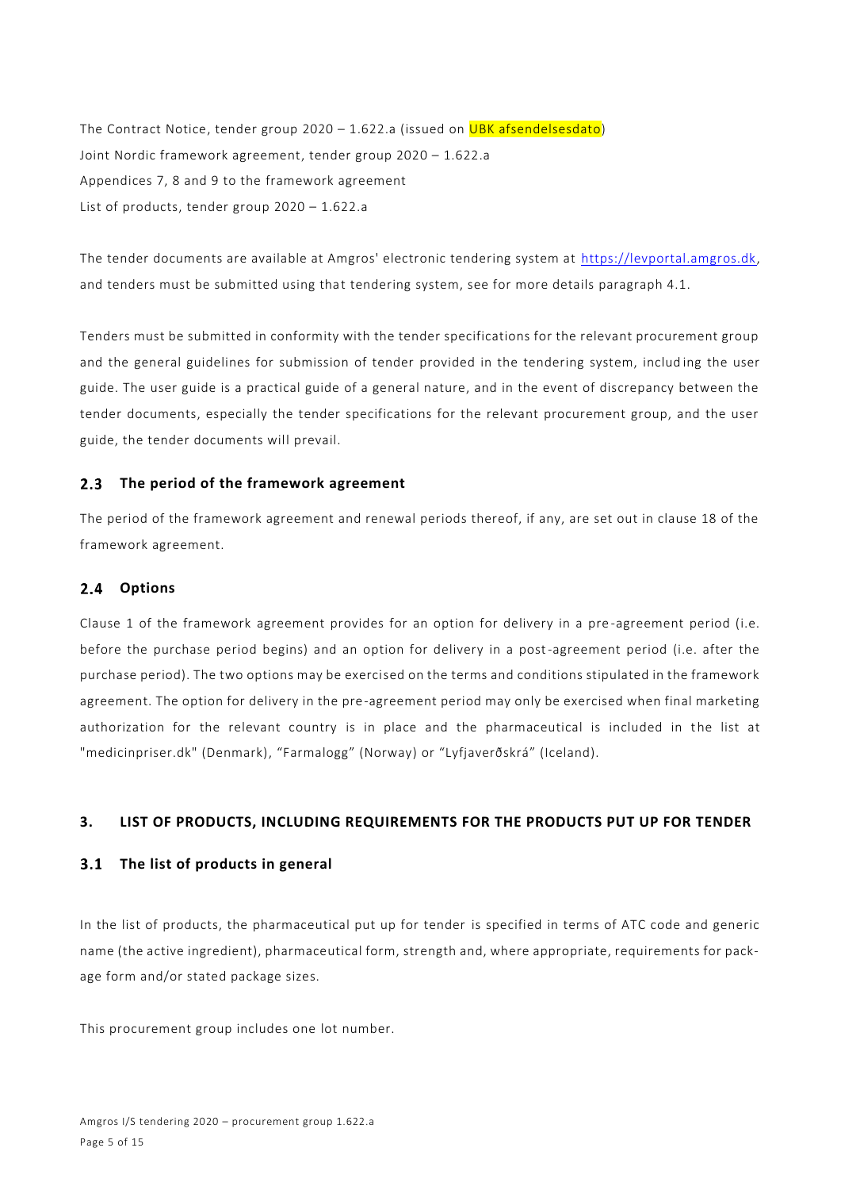The Contract Notice, tender group 2020 – 1.622.a (issued on UBK afsendelsesdato)
Joint Nordic framework agreement, tender group 2020 – 1.622.a
Appendices 7, 8 and 9 to the framework agreement
List of products, tender group 2020 – 1.622.a

The tender documents are available at Amgros' electronic tendering system at https://levportal.amgros.dk, and tenders must be submitted using that tendering system, see for more details paragraph 4.1.

Tenders must be submitted in conformity with the tender specifications for the relevant procurement group and the general guidelines for submission of tender provided in the tendering system, including the user guide. The user guide is a practical guide of a general nature, and in the event of discrepancy between the tender documents, especially the tender specifications for the relevant procurement group, and the user guide, the tender documents will prevail.

### 2.3 The period of the framework agreement

The period of the framework agreement and renewal periods thereof, if any, are set out in clause 18 of the framework agreement.

### 2.4 Options

Clause 1 of the framework agreement provides for an option for delivery in a pre-agreement period (i.e. before the purchase period begins) and an option for delivery in a post-agreement period (i.e. after the purchase period). The two options may be exercised on the terms and conditions stipulated in the framework agreement. The option for delivery in the pre-agreement period may only be exercised when final marketing authorization for the relevant country is in place and the pharmaceutical is included in the list at "medicinpriser.dk" (Denmark), "Farmalogg" (Norway) or "Lyfjaverðskrá" (Iceland).

## 3. LIST OF PRODUCTS, INCLUDING REQUIREMENTS FOR THE PRODUCTS PUT UP FOR TENDER

### 3.1 The list of products in general

In the list of products, the pharmaceutical put up for tender is specified in terms of ATC code and generic name (the active ingredient), pharmaceutical form, strength and, where appropriate, requirements for package form and/or stated package sizes.

This procurement group includes one lot number.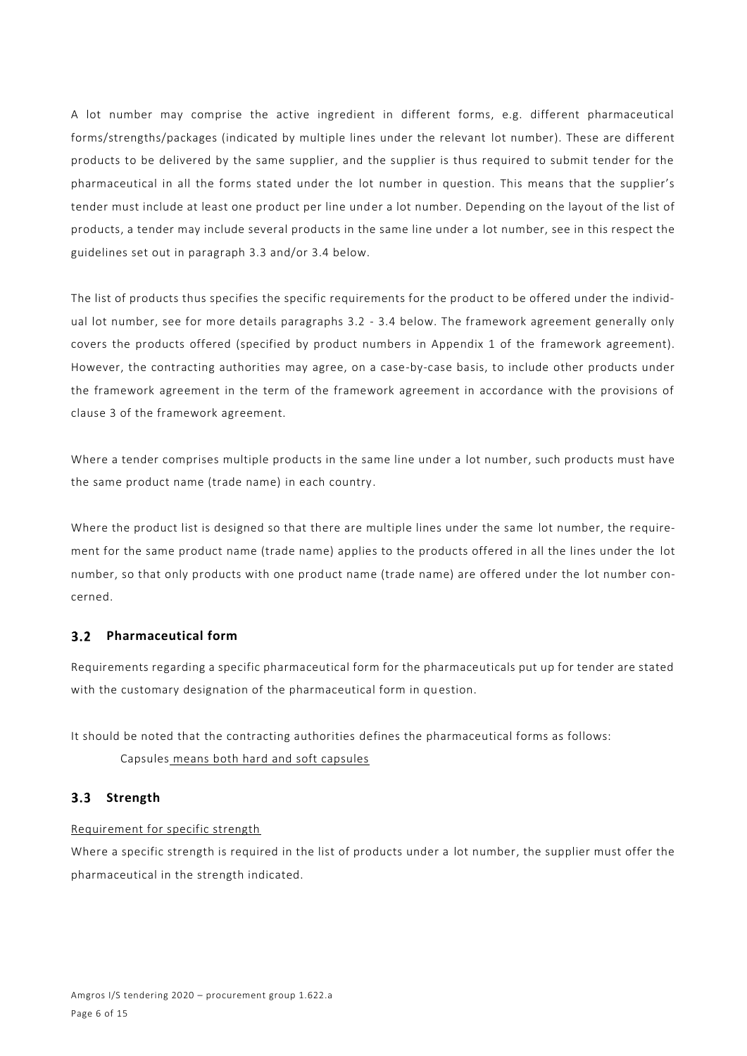A lot number may comprise the active ingredient in different forms, e.g. different pharmaceutical forms/strengths/packages (indicated by multiple lines under the relevant lot number). These are different products to be delivered by the same supplier, and the supplier is thus required to submit tender for the pharmaceutical in all the forms stated under the lot number in question. This means that the supplier's tender must include at least one product per line under a lot number. Depending on the layout of the list of products, a tender may include several products in the same line under a lot number, see in this respect the guidelines set out in paragraph 3.3 and/or 3.4 below.

The list of products thus specifies the specific requirements for the product to be offered under the individual lot number, see for more details paragraphs 3.2 - 3.4 below. The framework agreement generally only covers the products offered (specified by product numbers in Appendix 1 of the framework agreement). However, the contracting authorities may agree, on a case-by-case basis, to include other products under the framework agreement in the term of the framework agreement in accordance with the provisions of clause 3 of the framework agreement.

Where a tender comprises multiple products in the same line under a lot number, such products must have the same product name (trade name) in each country.

Where the product list is designed so that there are multiple lines under the same lot number, the requirement for the same product name (trade name) applies to the products offered in all the lines under the lot number, so that only products with one product name (trade name) are offered under the lot number concerned.

## 3.2 Pharmaceutical form

Requirements regarding a specific pharmaceutical form for the pharmaceuticals put up for tender are stated with the customary designation of the pharmaceutical form in question.

It should be noted that the contracting authorities defines the pharmaceutical forms as follows:

Capsules means both hard and soft capsules

## 3.3 Strength

Requirement for specific strength

Where a specific strength is required in the list of products under a lot number, the supplier must offer the pharmaceutical in the strength indicated.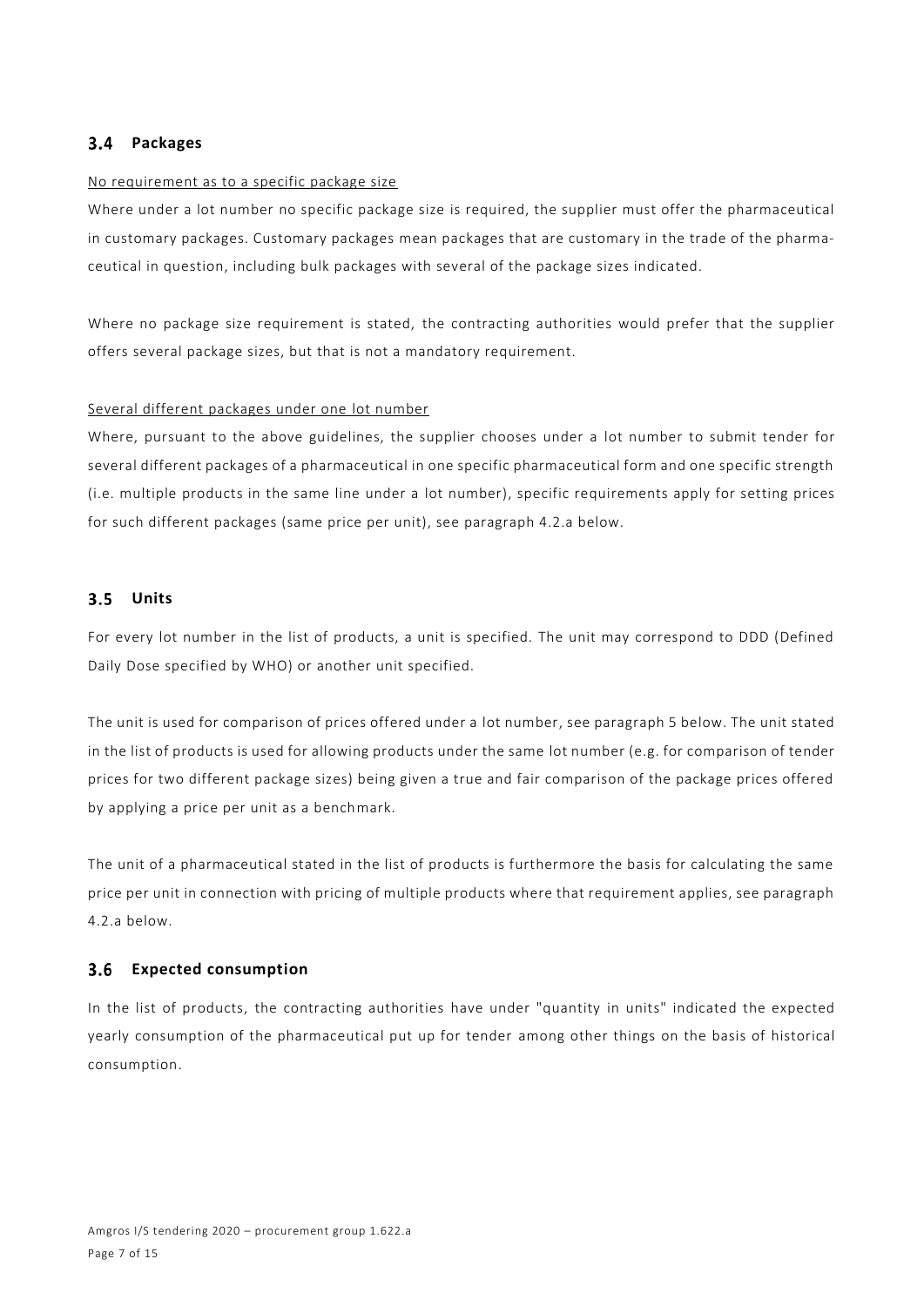## 3.4 Packages

No requirement as to a specific package size

Where under a lot number no specific package size is required, the supplier must offer the pharmaceutical in customary packages. Customary packages mean packages that are customary in the trade of the pharmaceutical in question, including bulk packages with several of the package sizes indicated.

Where no package size requirement is stated, the contracting authorities would prefer that the supplier offers several package sizes, but that is not a mandatory requirement.

Several different packages under one lot number

Where, pursuant to the above guidelines, the supplier chooses under a lot number to submit tender for several different packages of a pharmaceutical in one specific pharmaceutical form and one specific strength (i.e. multiple products in the same line under a lot number), specific requirements apply for setting prices for such different packages (same price per unit), see paragraph 4.2.a below.

## 3.5 Units

For every lot number in the list of products, a unit is specified. The unit may correspond to DDD (Defined Daily Dose specified by WHO) or another unit specified.

The unit is used for comparison of prices offered under a lot number, see paragraph 5 below. The unit stated in the list of products is used for allowing products under the same lot number (e.g. for comparison of tender prices for two different package sizes) being given a true and fair comparison of the package prices offered by applying a price per unit as a benchmark.

The unit of a pharmaceutical stated in the list of products is furthermore the basis for calculating the same price per unit in connection with pricing of multiple products where that requirement applies, see paragraph 4.2.a below.

## 3.6 Expected consumption

In the list of products, the contracting authorities have under "quantity in units" indicated the expected yearly consumption of the pharmaceutical put up for tender among other things on the basis of historical consumption.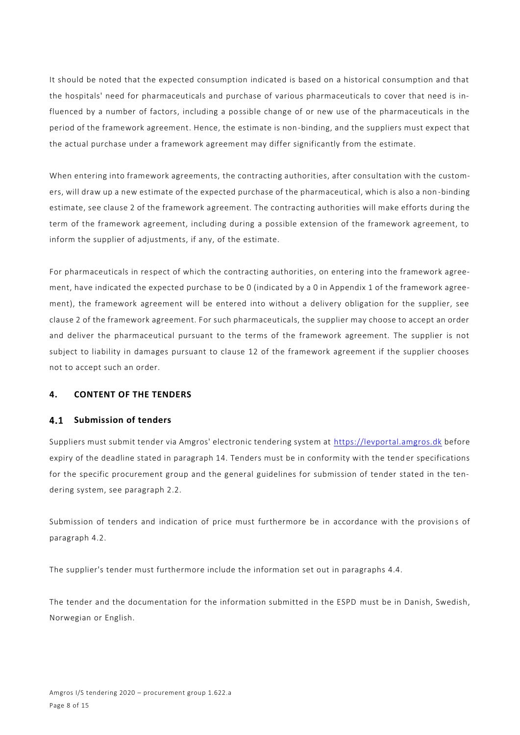It should be noted that the expected consumption indicated is based on a historical consumption and that the hospitals' need for pharmaceuticals and purchase of various pharmaceuticals to cover that need is influenced by a number of factors, including a possible change of or new use of the pharmaceuticals in the period of the framework agreement. Hence, the estimate is non-binding, and the suppliers must expect that the actual purchase under a framework agreement may differ significantly from the estimate.

When entering into framework agreements, the contracting authorities, after consultation with the customers, will draw up a new estimate of the expected purchase of the pharmaceutical, which is also a non-binding estimate, see clause 2 of the framework agreement. The contracting authorities will make efforts during the term of the framework agreement, including during a possible extension of the framework agreement, to inform the supplier of adjustments, if any, of the estimate.

For pharmaceuticals in respect of which the contracting authorities, on entering into the framework agreement, have indicated the expected purchase to be 0 (indicated by a 0 in Appendix 1 of the framework agreement), the framework agreement will be entered into without a delivery obligation for the supplier, see clause 2 of the framework agreement. For such pharmaceuticals, the supplier may choose to accept an order and deliver the pharmaceutical pursuant to the terms of the framework agreement. The supplier is not subject to liability in damages pursuant to clause 12 of the framework agreement if the supplier chooses not to accept such an order.

## 4. CONTENT OF THE TENDERS

### 4.1 Submission of tenders

Suppliers must submit tender via Amgros' electronic tendering system at https://levportal.amgros.dk before expiry of the deadline stated in paragraph 14. Tenders must be in conformity with the tender specifications for the specific procurement group and the general guidelines for submission of tender stated in the tendering system, see paragraph 2.2.

Submission of tenders and indication of price must furthermore be in accordance with the provisions of paragraph 4.2.

The supplier's tender must furthermore include the information set out in paragraphs 4.4.

The tender and the documentation for the information submitted in the ESPD must be in Danish, Swedish, Norwegian or English.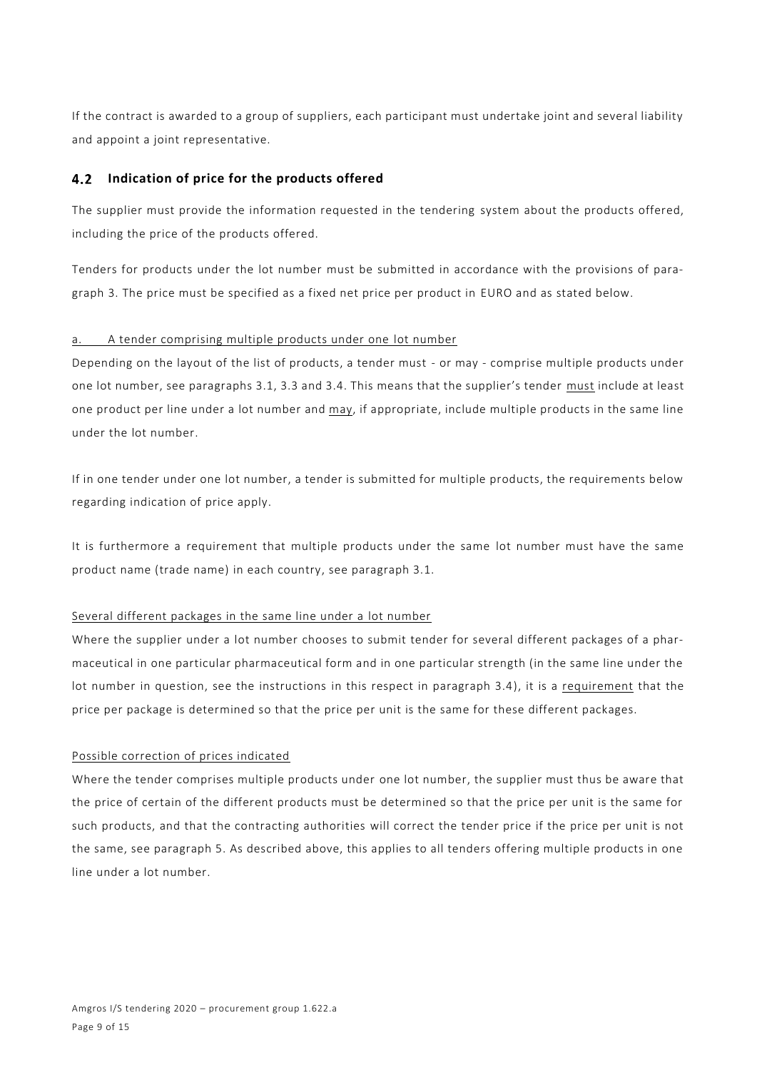If the contract is awarded to a group of suppliers, each participant must undertake joint and several liability and appoint a joint representative.

## 4.2 Indication of price for the products offered

The supplier must provide the information requested in the tendering system about the products offered, including the price of the products offered.

Tenders for products under the lot number must be submitted in accordance with the provisions of paragraph 3. The price must be specified as a fixed net price per product in EURO and as stated below.

a. A tender comprising multiple products under one lot number

Depending on the layout of the list of products, a tender must - or may - comprise multiple products under one lot number, see paragraphs 3.1, 3.3 and 3.4. This means that the supplier's tender must include at least one product per line under a lot number and may, if appropriate, include multiple products in the same line under the lot number.

If in one tender under one lot number, a tender is submitted for multiple products, the requirements below regarding indication of price apply.

It is furthermore a requirement that multiple products under the same lot number must have the same product name (trade name) in each country, see paragraph 3.1.

Several different packages in the same line under a lot number

Where the supplier under a lot number chooses to submit tender for several different packages of a pharmaceutical in one particular pharmaceutical form and in one particular strength (in the same line under the lot number in question, see the instructions in this respect in paragraph 3.4), it is a requirement that the price per package is determined so that the price per unit is the same for these different packages.

Possible correction of prices indicated

Where the tender comprises multiple products under one lot number, the supplier must thus be aware that the price of certain of the different products must be determined so that the price per unit is the same for such products, and that the contracting authorities will correct the tender price if the price per unit is not the same, see paragraph 5. As described above, this applies to all tenders offering multiple products in one line under a lot number.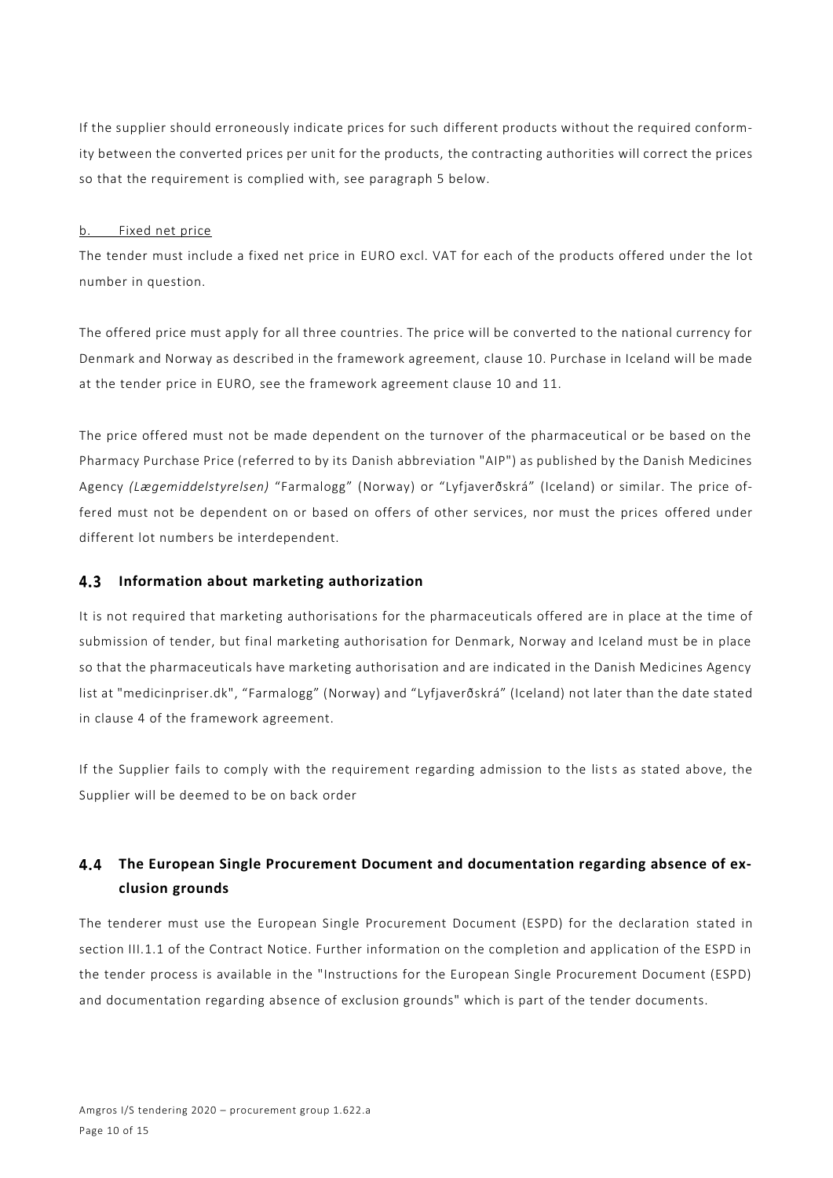If the supplier should erroneously indicate prices for such different products without the required conformity between the converted prices per unit for the products, the contracting authorities will correct the prices so that the requirement is complied with, see paragraph 5 below.

b. Fixed net price

The tender must include a fixed net price in EURO excl. VAT for each of the products offered under the lot number in question.

The offered price must apply for all three countries. The price will be converted to the national currency for Denmark and Norway as described in the framework agreement, clause 10. Purchase in Iceland will be made at the tender price in EURO, see the framework agreement clause 10 and 11.

The price offered must not be made dependent on the turnover of the pharmaceutical or be based on the Pharmacy Purchase Price (referred to by its Danish abbreviation "AIP") as published by the Danish Medicines Agency *(Lægemiddelstyrelsen)* “Farmalogg” (Norway) or “Lyfjaverðskrá” (Iceland) or similar. The price offered must not be dependent on or based on offers of other services, nor must the prices offered under different lot numbers be interdependent.

## 4.3 Information about marketing authorization

It is not required that marketing authorisations for the pharmaceuticals offered are in place at the time of submission of tender, but final marketing authorisation for Denmark, Norway and Iceland must be in place so that the pharmaceuticals have marketing authorisation and are indicated in the Danish Medicines Agency list at "medicinpriser.dk", “Farmalogg” (Norway) and “Lyfjaverðskrá” (Iceland) not later than the date stated in clause 4 of the framework agreement.

If the Supplier fails to comply with the requirement regarding admission to the lists as stated above, the Supplier will be deemed to be on back order

## 4.4 The European Single Procurement Document and documentation regarding absence of exclusion grounds

The tenderer must use the European Single Procurement Document (ESPD) for the declaration stated in section III.1.1 of the Contract Notice. Further information on the completion and application of the ESPD in the tender process is available in the "Instructions for the European Single Procurement Document (ESPD) and documentation regarding absence of exclusion grounds" which is part of the tender documents.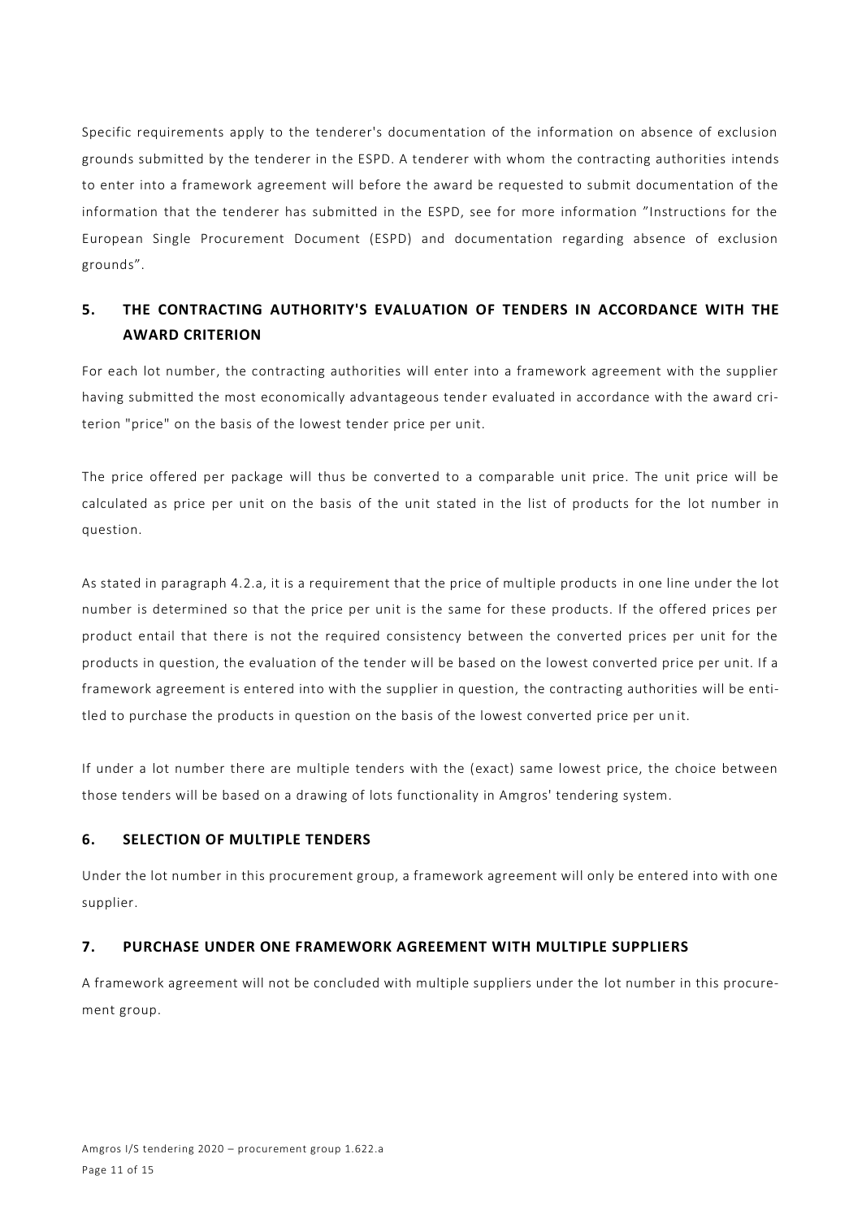Specific requirements apply to the tenderer's documentation of the information on absence of exclusion grounds submitted by the tenderer in the ESPD. A tenderer with whom the contracting authorities intends to enter into a framework agreement will before the award be requested to submit documentation of the information that the tenderer has submitted in the ESPD, see for more information "Instructions for the European Single Procurement Document (ESPD) and documentation regarding absence of exclusion grounds".

## 5. THE CONTRACTING AUTHORITY'S EVALUATION OF TENDERS IN ACCORDANCE WITH THE AWARD CRITERION

For each lot number, the contracting authorities will enter into a framework agreement with the supplier having submitted the most economically advantageous tender evaluated in accordance with the award criterion "price" on the basis of the lowest tender price per unit.

The price offered per package will thus be converted to a comparable unit price. The unit price will be calculated as price per unit on the basis of the unit stated in the list of products for the lot number in question.

As stated in paragraph 4.2.a, it is a requirement that the price of multiple products in one line under the lot number is determined so that the price per unit is the same for these products. If the offered prices per product entail that there is not the required consistency between the converted prices per unit for the products in question, the evaluation of the tender will be based on the lowest converted price per unit. If a framework agreement is entered into with the supplier in question, the contracting authorities will be entitled to purchase the products in question on the basis of the lowest converted price per unit.

If under a lot number there are multiple tenders with the (exact) same lowest price, the choice between those tenders will be based on a drawing of lots functionality in Amgros' tendering system.

## 6. SELECTION OF MULTIPLE TENDERS

Under the lot number in this procurement group, a framework agreement will only be entered into with one supplier.

## 7. PURCHASE UNDER ONE FRAMEWORK AGREEMENT WITH MULTIPLE SUPPLIERS

A framework agreement will not be concluded with multiple suppliers under the lot number in this procurement group.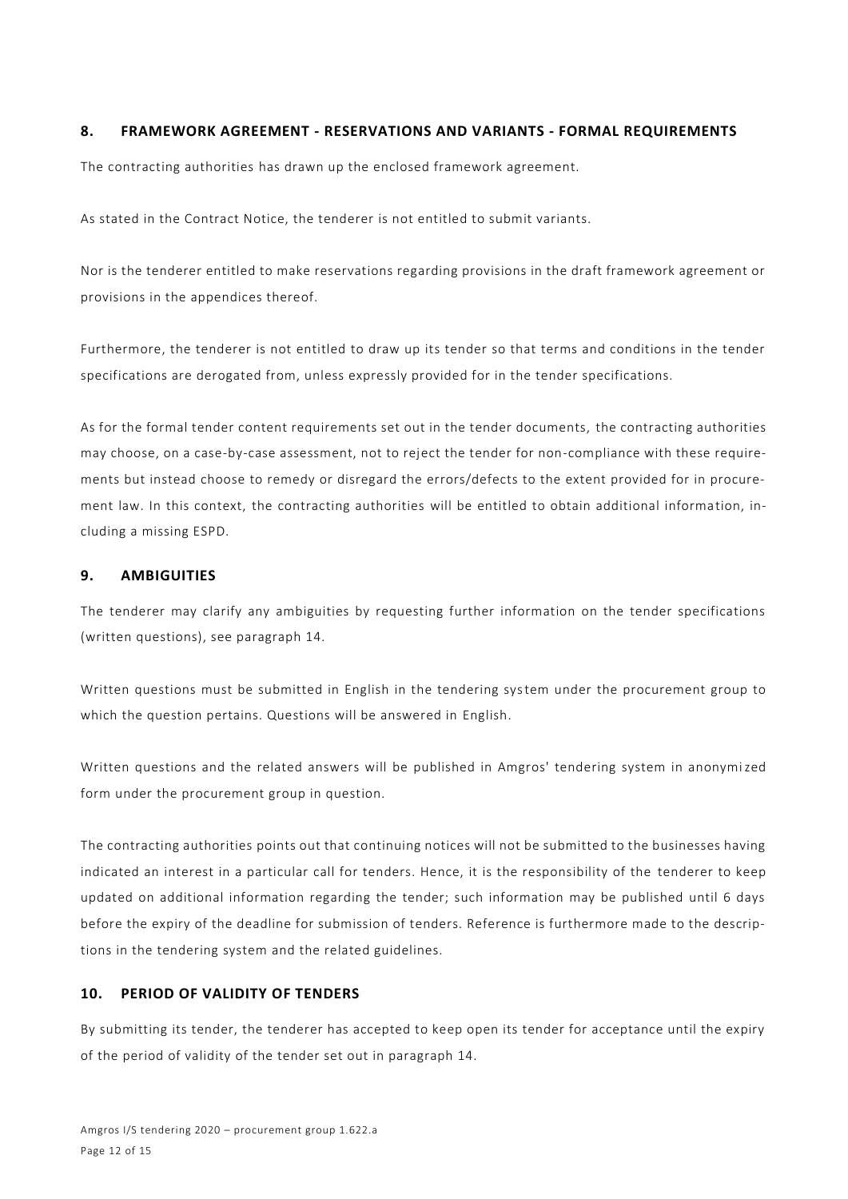## 8. FRAMEWORK AGREEMENT - RESERVATIONS AND VARIANTS - FORMAL REQUIREMENTS

The contracting authorities has drawn up the enclosed framework agreement.

As stated in the Contract Notice, the tenderer is not entitled to submit variants.

Nor is the tenderer entitled to make reservations regarding provisions in the draft framework agreement or provisions in the appendices thereof.

Furthermore, the tenderer is not entitled to draw up its tender so that terms and conditions in the tender specifications are derogated from, unless expressly provided for in the tender specifications.

As for the formal tender content requirements set out in the tender documents, the contracting authorities may choose, on a case-by-case assessment, not to reject the tender for non-compliance with these requirements but instead choose to remedy or disregard the errors/defects to the extent provided for in procurement law. In this context, the contracting authorities will be entitled to obtain additional information, including a missing ESPD.

## 9. AMBIGUITIES

The tenderer may clarify any ambiguities by requesting further information on the tender specifications (written questions), see paragraph 14.

Written questions must be submitted in English in the tendering system under the procurement group to which the question pertains. Questions will be answered in English.

Written questions and the related answers will be published in Amgros' tendering system in anonymized form under the procurement group in question.

The contracting authorities points out that continuing notices will not be submitted to the businesses having indicated an interest in a particular call for tenders. Hence, it is the responsibility of the tenderer to keep updated on additional information regarding the tender; such information may be published until 6 days before the expiry of the deadline for submission of tenders. Reference is furthermore made to the descriptions in the tendering system and the related guidelines.

## 10. PERIOD OF VALIDITY OF TENDERS

By submitting its tender, the tenderer has accepted to keep open its tender for acceptance until the expiry of the period of validity of the tender set out in paragraph 14.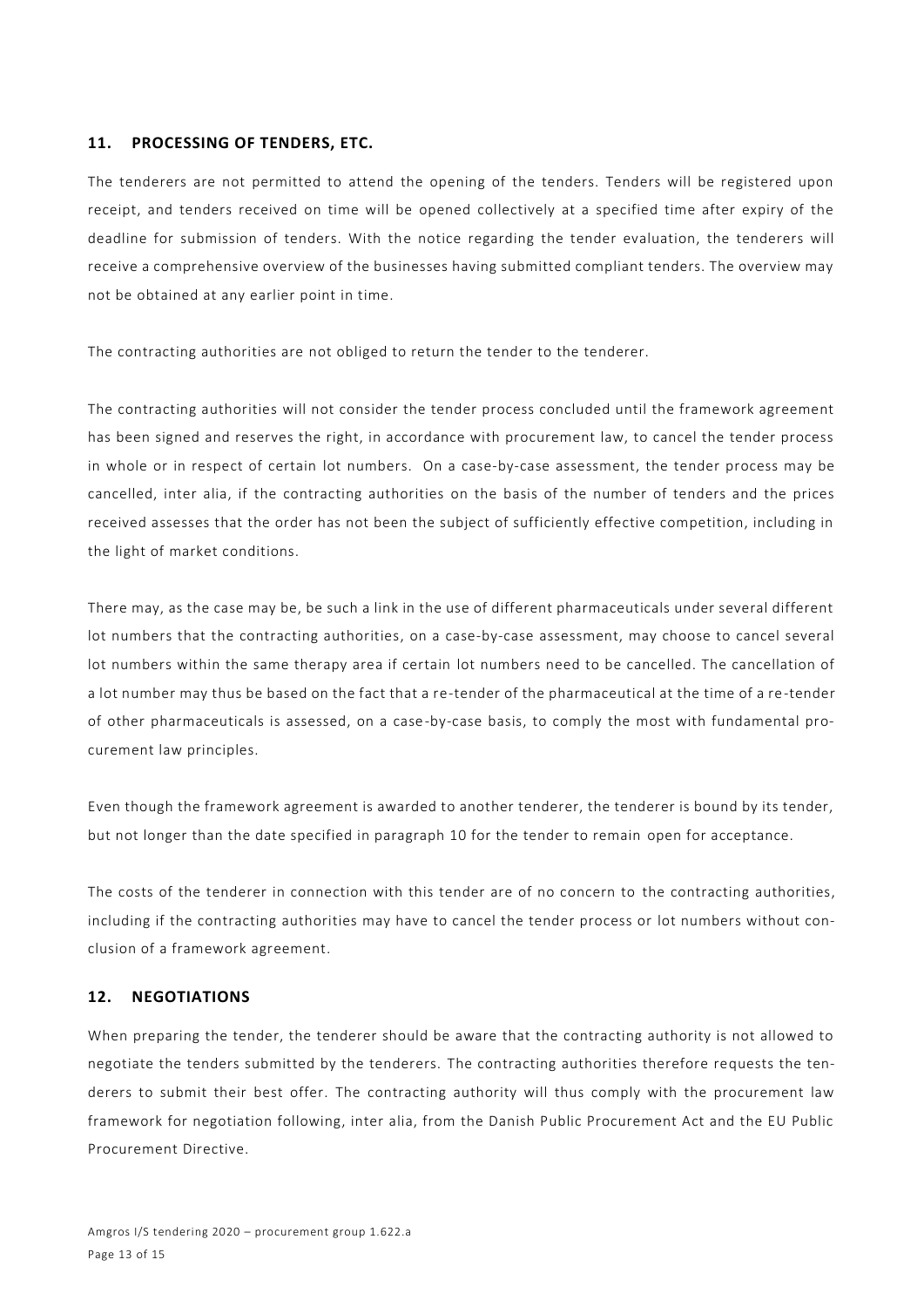## 11. PROCESSING OF TENDERS, ETC.

The tenderers are not permitted to attend the opening of the tenders. Tenders will be registered upon receipt, and tenders received on time will be opened collectively at a specified time after expiry of the deadline for submission of tenders. With the notice regarding the tender evaluation, the tenderers will receive a comprehensive overview of the businesses having submitted compliant tenders. The overview may not be obtained at any earlier point in time.

The contracting authorities are not obliged to return the tender to the tenderer.

The contracting authorities will not consider the tender process concluded until the framework agreement has been signed and reserves the right, in accordance with procurement law, to cancel the tender process in whole or in respect of certain lot numbers. On a case-by-case assessment, the tender process may be cancelled, inter alia, if the contracting authorities on the basis of the number of tenders and the prices received assesses that the order has not been the subject of sufficiently effective competition, including in the light of market conditions.

There may, as the case may be, be such a link in the use of different pharmaceuticals under several different lot numbers that the contracting authorities, on a case-by-case assessment, may choose to cancel several lot numbers within the same therapy area if certain lot numbers need to be cancelled. The cancellation of a lot number may thus be based on the fact that a re-tender of the pharmaceutical at the time of a re-tender of other pharmaceuticals is assessed, on a case-by-case basis, to comply the most with fundamental procurement law principles.

Even though the framework agreement is awarded to another tenderer, the tenderer is bound by its tender, but not longer than the date specified in paragraph 10 for the tender to remain open for acceptance.

The costs of the tenderer in connection with this tender are of no concern to the contracting authorities, including if the contracting authorities may have to cancel the tender process or lot numbers without conclusion of a framework agreement.

## 12. NEGOTIATIONS

When preparing the tender, the tenderer should be aware that the contracting authority is not allowed to negotiate the tenders submitted by the tenderers. The contracting authorities therefore requests the tenderers to submit their best offer. The contracting authority will thus comply with the procurement law framework for negotiation following, inter alia, from the Danish Public Procurement Act and the EU Public Procurement Directive.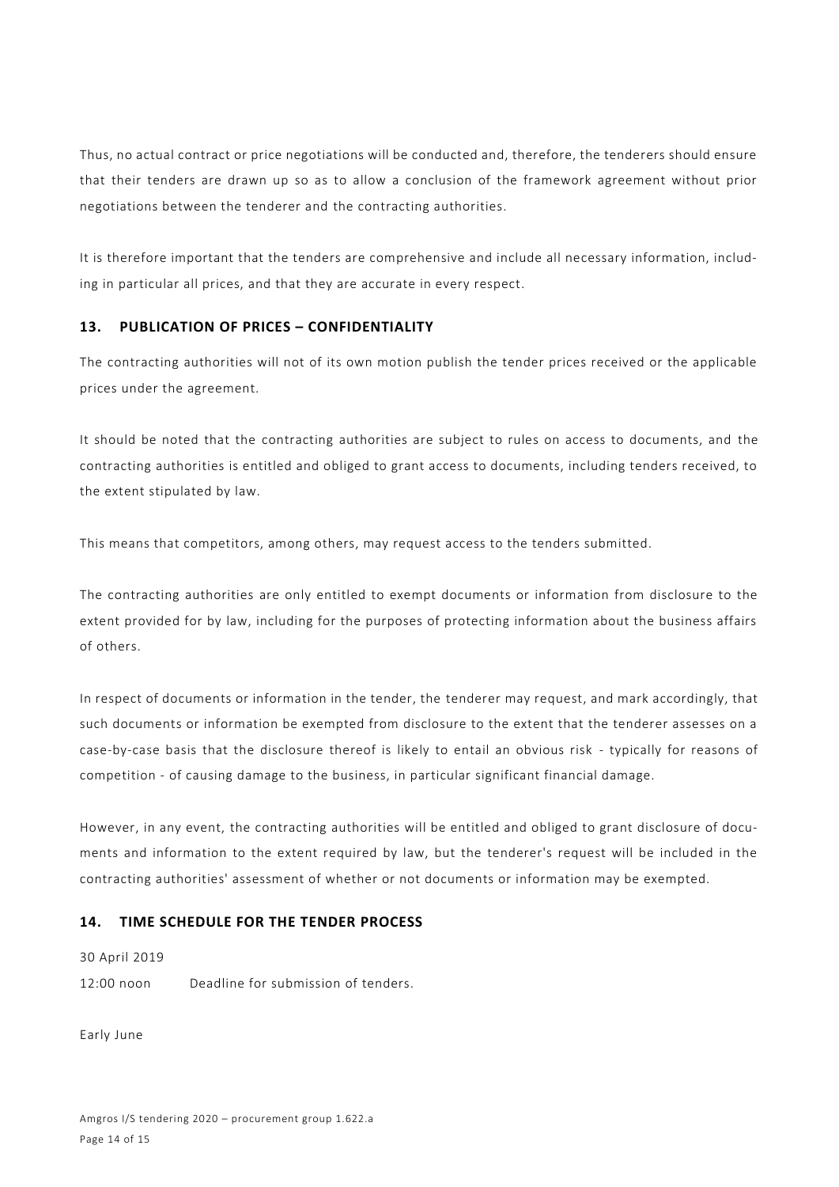Thus, no actual contract or price negotiations will be conducted and, therefore, the tenderers should ensure that their tenders are drawn up so as to allow a conclusion of the framework agreement without prior negotiations between the tenderer and the contracting authorities.

It is therefore important that the tenders are comprehensive and include all necessary information, including in particular all prices, and that they are accurate in every respect.

## 13. PUBLICATION OF PRICES – CONFIDENTIALITY

The contracting authorities will not of its own motion publish the tender prices received or the applicable prices under the agreement.

It should be noted that the contracting authorities are subject to rules on access to documents, and the contracting authorities is entitled and obliged to grant access to documents, including tenders received, to the extent stipulated by law.

This means that competitors, among others, may request access to the tenders submitted.

The contracting authorities are only entitled to exempt documents or information from disclosure to the extent provided for by law, including for the purposes of protecting information about the business affairs of others.

In respect of documents or information in the tender, the tenderer may request, and mark accordingly, that such documents or information be exempted from disclosure to the extent that the tenderer assesses on a case-by-case basis that the disclosure thereof is likely to entail an obvious risk - typically for reasons of competition - of causing damage to the business, in particular significant financial damage.

However, in any event, the contracting authorities will be entitled and obliged to grant disclosure of documents and information to the extent required by law, but the tenderer's request will be included in the contracting authorities' assessment of whether or not documents or information may be exempted.

## 14. TIME SCHEDULE FOR THE TENDER PROCESS

30 April 2019

12:00 noon Deadline for submission of tenders.

Early June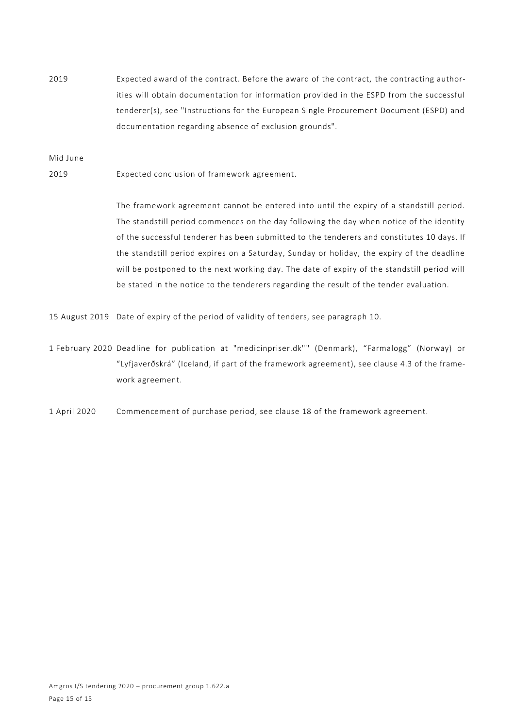| | |
|---|---|
| 2019 | Expected award of the contract. Before the award of the contract, the contracting authorities will obtain documentation for information provided in the ESPD from the successful tenderer(s), see "Instructions for the European Single Procurement Document (ESPD) and documentation regarding absence of exclusion grounds". |
| Mid June 2019 | Expected conclusion of framework agreement.<br><br>The framework agreement cannot be entered into until the expiry of a standstill period. The standstill period commences on the day following the day when notice of the identity of the successful tenderer has been submitted to the tenderers and constitutes 10 days. If the standstill period expires on a Saturday, Sunday or holiday, the expiry of the deadline will be postponed to the next working day. The date of expiry of the standstill period will be stated in the notice to the tenderers regarding the result of the tender evaluation. |
| 15 August 2019 | Date of expiry of the period of validity of tenders, see paragraph 10. |
| 1 February 2020 | Deadline for publication at "medicinpriser.dk"" (Denmark), "Farmalogg" (Norway) or "Lyfjaverðskrá" (Iceland, if part of the framework agreement), see clause 4.3 of the framework agreement. |
| 1 April 2020 | Commencement of purchase period, see clause 18 of the framework agreement. |